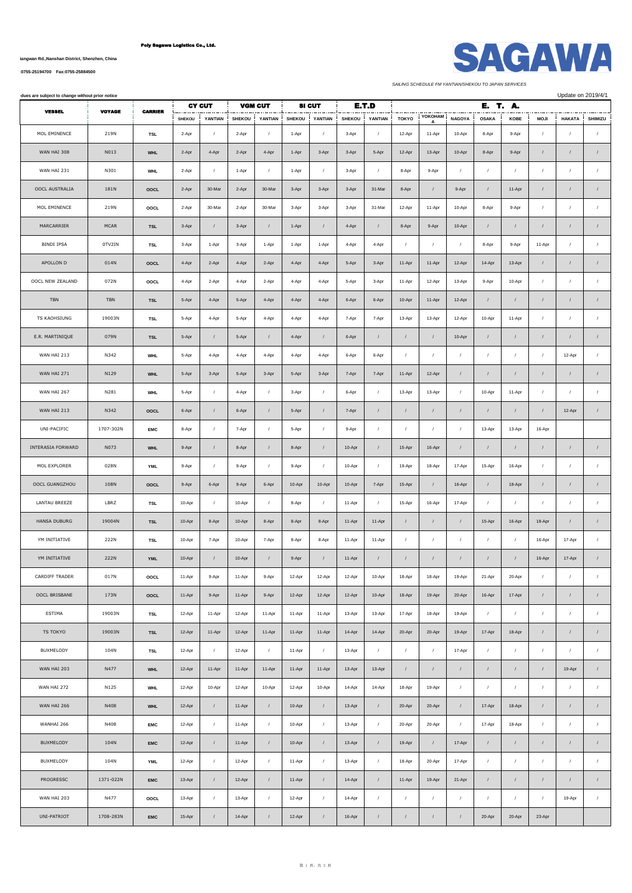Poly Sagawa Logistics Co., Ltd.

iangwan Rd.,Nanshan District, Shenzhen, China

:0755-25194700 Fax:0755-25884500

# SAGAWA

SAILING SCHEDULE FM YANTIAN/SHEKOU TO JAPAN SERVICES

dues are subject to change without prior notice

Update on 2019/4/1

| VESSEL | VOYAGE | CARRIER | CY CUT | | VGM CUT | | SI CUT | | E.T.D | | E. T. A. | | | | | | | |
|---|---|---|---|---|---|---|---|---|---|---|---|---|---|---|---|---|---|---|
| | | | SHEKOU | YANTIAN | SHEKOU | YANTIAN | SHEKOU | YANTIAN | SHEKOU | YANTIAN | TOKYO | YOKOHAMA | NAGOYA | OSAKA | KOBE | MOJI | HAKATA | SHIMIZU |
| MOL EMINENCE | 219N | TSL | 2-Apr | / | 2-Apr | / | 1-Apr | / | 3-Apr | / | 12-Apr | 11-Apr | 10-Apr | 8-Apr | 9-Apr | / | / | / |
| WAN HAI 308 | N013 | WHL | 2-Apr | 4-Apr | 2-Apr | 4-Apr | 1-Apr | 3-Apr | 3-Apr | 5-Apr | 12-Apr | 13-Apr | 10-Apr | 8-Apr | 9-Apr | / | / | / |
| WAN HAI 231 | N301 | WHL | 2-Apr | / | 1-Apr | / | 1-Apr | / | 3-Apr | / | 8-Apr | 9-Apr | / | / | / | / | / | / |
| OOCL AUSTRALIA | 181N | OOCL | 2-Apr | 30-Mar | 2-Apr | 30-Mar | 3-Apr | 3-Apr | 3-Apr | 31-Mar | 8-Apr | / | 9-Apr | / | 11-Apr | / | / | / |
| MOL EMINENCE | 219N | OOCL | 2-Apr | 30-Mar | 2-Apr | 30-Mar | 3-Apr | 3-Apr | 3-Apr | 31-Mar | 12-Apr | 11-Apr | 10-Apr | 8-Apr | 9-Apr | / | / | / |
| MARCARRIER | MCAR | TSL | 3-Apr | / | 3-Apr | / | 1-Apr | / | 4-Apr | / | 8-Apr | 9-Apr | 10-Apr | / | / | / | / | / |
| BINDI IPSA | 0TV2IN | TSL | 3-Apr | 1-Apr | 3-Apr | 1-Apr | 1-Apr | 1-Apr | 4-Apr | 4-Apr | / | / | / | 8-Apr | 9-Apr | 11-Apr | / | / |
| APOLLON D | 014N | OOCL | 4-Apr | 2-Apr | 4-Apr | 2-Apr | 4-Apr | 4-Apr | 5-Apr | 3-Apr | 11-Apr | 11-Apr | 12-Apr | 14-Apr | 13-Apr | / | / | / |
| OOCL NEW ZEALAND | 072N | OOCL | 4-Apr | 2-Apr | 4-Apr | 2-Apr | 4-Apr | 4-Apr | 5-Apr | 3-Apr | 11-Apr | 12-Apr | 13-Apr | 9-Apr | 10-Apr | / | / | / |
| TBN | TBN | TSL | 5-Apr | 4-Apr | 5-Apr | 4-Apr | 4-Apr | 4-Apr | 6-Apr | 6-Apr | 10-Apr | 11-Apr | 12-Apr | / | / | / | / | / |
| TS KAOHSIUNG | 19003N | TSL | 5-Apr | 4-Apr | 5-Apr | 4-Apr | 4-Apr | 4-Apr | 7-Apr | 7-Apr | 13-Apr | 13-Apr | 12-Apr | 10-Apr | 11-Apr | / | / | / |
| E.R. MARTINIQUE | 079N | TSL | 5-Apr | / | 5-Apr | / | 4-Apr | / | 6-Apr | / | / | / | 10-Apr | / | / | / | / | / |
| WAN HAI 213 | N342 | WHL | 5-Apr | 4-Apr | 4-Apr | 4-Apr | 4-Apr | 4-Apr | 6-Apr | 6-Apr | / | / | / | / | / | / | 12-Apr | / |
| WAN HAI 271 | N129 | WHL | 5-Apr | 3-Apr | 5-Apr | 3-Apr | 5-Apr | 3-Apr | 7-Apr | 7-Apr | 11-Apr | 12-Apr | / | / | / | / | / | / |
| WAN HAI 267 | N281 | WHL | 5-Apr | / | 4-Apr | / | 3-Apr | / | 6-Apr | / | 13-Apr | 13-Apr | / | 10-Apr | 11-Apr | / | / | / |
| WAN HAI 213 | N342 | OOCL | 6-Apr | / | 6-Apr | / | 5-Apr | / | 7-Apr | / | / | / | / | / | / | / | 12-Apr | / |
| UNI-PACIFIC | 1707-302N | EMC | 8-Apr | / | 7-Apr | / | 5-Apr | / | 9-Apr | / | / | / | / | 13-Apr | 13-Apr | 16-Apr | | |
| INTERASIA FORWARD | N073 | WHL | 9-Apr | / | 8-Apr | / | 8-Apr | / | 10-Apr | / | 15-Apr | 16-Apr | / | / | / | / | / | / |
| MOL EXPLORER | 028N | YML | 9-Apr | / | 9-Apr | / | 9-Apr | / | 10-Apr | / | 19-Apr | 18-Apr | 17-Apr | 15-Apr | 16-Apr | / | / | / |
| OOCL GUANGZHOU | 108N | OOCL | 9-Apr | 6-Apr | 9-Apr | 6-Apr | 10-Apr | 10-Apr | 10-Apr | 7-Apr | 15-Apr | / | 16-Apr | / | 18-Apr | / | / | / |
| LANTAU BREEZE | LBRZ | TSL | 10-Apr | / | 10-Apr | / | 8-Apr | / | 11-Apr | / | 15-Apr | 16-Apr | 17-Apr | / | / | / | / | / |
| HANSA DUBURG | 19004N | TSL | 10-Apr | 8-Apr | 10-Apr | 8-Apr | 8-Apr | 8-Apr | 11-Apr | 11-Apr | / | / | / | 15-Apr | 16-Apr | 18-Apr | / | / |
| YM INITIATIVE | 222N | TSL | 10-Apr | 7-Apr | 10-Apr | 7-Apr | 8-Apr | 8-Apr | 11-Apr | 11-Apr | / | / | / | / | / | 16-Apr | 17-Apr | / |
| YM INITIATIVE | 222N | YML | 10-Apr | / | 10-Apr | / | 9-Apr | / | 11-Apr | / | / | / | / | / | / | 16-Apr | 17-Apr | / |
| CARDIFF TRADER | 017N | OOCL | 11-Apr | 9-Apr | 11-Apr | 9-Apr | 12-Apr | 12-Apr | 12-Apr | 10-Apr | 18-Apr | 18-Apr | 19-Apr | 21-Apr | 20-Apr | / | / | / |
| OOCL BRISBANE | 173N | OOCL | 11-Apr | 9-Apr | 11-Apr | 9-Apr | 12-Apr | 12-Apr | 12-Apr | 10-Apr | 18-Apr | 19-Apr | 20-Apr | 16-Apr | 17-Apr | / | / | / |
| ESTIMA | 19003N | TSL | 12-Apr | 11-Apr | 12-Apr | 11-Apr | 11-Apr | 11-Apr | 13-Apr | 13-Apr | 17-Apr | 18-Apr | 19-Apr | / | / | / | / | / |
| TS TOKYO | 19003N | TSL | 12-Apr | 11-Apr | 12-Apr | 11-Apr | 11-Apr | 11-Apr | 14-Apr | 14-Apr | 20-Apr | 20-Apr | 19-Apr | 17-Apr | 18-Apr | / | / | / |
| BUXMELODY | 104N | TSL | 12-Apr | / | 12-Apr | / | 11-Apr | / | 13-Apr | / | / | / | 17-Apr | / | / | / | / | / |
| WAN HAI 203 | N477 | WHL | 12-Apr | 11-Apr | 11-Apr | 11-Apr | 11-Apr | 11-Apr | 13-Apr | 13-Apr | / | / | / | / | / | / | 19-Apr | / |
| WAN HAI 272 | N125 | WHL | 12-Apr | 10-Apr | 12-Apr | 10-Apr | 12-Apr | 10-Apr | 14-Apr | 14-Apr | 18-Apr | 19-Apr | / | / | / | / | / | / |
| WAN HAI 266 | N408 | WHL | 12-Apr | / | 11-Apr | / | 10-Apr | / | 13-Apr | / | 20-Apr | 20-Apr | / | 17-Apr | 18-Apr | / | / | / |
| WANHAI 266 | N408 | EMC | 12-Apr | / | 11-Apr | / | 10-Apr | / | 13-Apr | / | 20-Apr | 20-Apr | / | 17-Apr | 18-Apr | / | / | / |
| BUXMELODY | 104N | EMC | 12-Apr | / | 11-Apr | / | 10-Apr | / | 13-Apr | / | 19-Apr | / | 17-Apr | / | / | / | / | / |
| BUXMELODY | 104N | YML | 12-Apr | / | 12-Apr | / | 11-Apr | / | 13-Apr | / | 18-Apr | 20-Apr | 17-Apr | / | / | / | / | / |
| PROGRESSC | 1371-022N | EMC | 13-Apr | / | 12-Apr | / | 11-Apr | / | 14-Apr | / | 11-Apr | 19-Apr | 21-Apr | / | / | / | / | / |
| WAN HAI 203 | N477 | OOCL | 13-Apr | / | 13-Apr | / | 12-Apr | / | 14-Apr | / | / | / | / | / | / | / | 19-Apr | / |
| UNI-PATRIOT | 1708-283N | EMC | 15-Apr | / | 14-Apr | / | 12-Apr | / | 16-Apr | / | / | / | / | 20-Apr | 20-Apr | 23-Apr | | |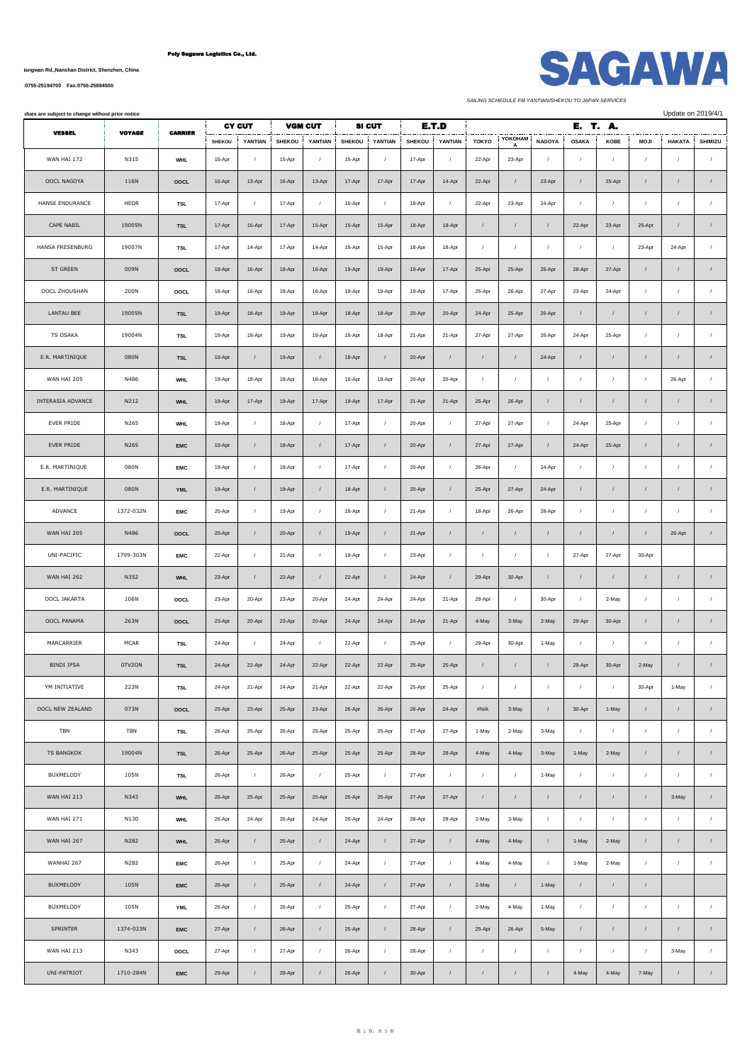Poly Sagawa Logistics Co., Ltd.

iangwan Rd.,Nanshan District, Shenzhen, China

:0755-25194700 Fax:0755-25884500

# SAGAWA

*SAILING SCHEDULE FM YANTIAN/SHEKOU TO JAPAN SERVICES*

dues are subject to change without prior notice

Update on 2019/4/1

| VESSEL | VOYAGE | CARRIER | CY CUT | | VGM CUT | | SI CUT | | E.T.D | | E. T. A. | | | | | | | |
|---|---|---|---|---|---|---|---|---|---|---|---|---|---|---|---|---|---|---|
| | | | SHEKOU | YANTIAN | SHEKOU | YANTIAN | SHEKOU | YANTIAN | SHEKOU | YANTIAN | TOKYO | YOKOHAMA | NAGOYA | OSAKA | KOBE | MOJI | HAKATA | SHIMIZU |
| WAN HAI 172 | N315 | WHL | 16-Apr | / | 15-Apr | / | 15-Apr | / | 17-Apr | / | 22-Apr | 23-Apr | / | / | / | / | / | / |
| OOCL NAGOYA | 116N | OOCL | 16-Apr | 13-Apr | 16-Apr | 13-Apr | 17-Apr | 17-Apr | 17-Apr | 14-Apr | 22-Apr | / | 23-Apr | / | 25-Apr | / | / | / |
| HANSE ENDURANCE | HEDR | TSL | 17-Apr | / | 17-Apr | / | 15-Apr | / | 18-Apr | / | 22-Apr | 23-Apr | 24-Apr | / | / | / | / | / |
| CAPE NABIL | 19005N | TSL | 17-Apr | 15-Apr | 17-Apr | 15-Apr | 15-Apr | 15-Apr | 18-Apr | 18-Apr | / | / | / | 22-Apr | 23-Apr | 25-Apr | / | / |
| HANSA FRESENBURG | 19007N | TSL | 17-Apr | 14-Apr | 17-Apr | 14-Apr | 15-Apr | 15-Apr | 18-Apr | 18-Apr | / | / | / | / | / | 23-Apr | 24-Apr | / |
| ST GREEN | 009N | OOCL | 18-Apr | 16-Apr | 18-Apr | 16-Apr | 19-Apr | 19-Apr | 19-Apr | 17-Apr | 25-Apr | 25-Apr | 26-Apr | 28-Apr | 27-Apr | / | / | / |
| OOCL ZHOUSHAN | 200N | OOCL | 18-Apr | 16-Apr | 18-Apr | 16-Apr | 19-Apr | 19-Apr | 19-Apr | 17-Apr | 25-Apr | 26-Apr | 27-Apr | 23-Apr | 24-Apr | / | / | / |
| LANTAU BEE | 19005N | TSL | 19-Apr | 18-Apr | 19-Apr | 18-Apr | 18-Apr | 18-Apr | 20-Apr | 20-Apr | 24-Apr | 25-Apr | 26-Apr | / | / | / | / | / |
| TS OSAKA | 19004N | TSL | 19-Apr | 18-Apr | 19-Apr | 18-Apr | 18-Apr | 18-Apr | 21-Apr | 21-Apr | 27-Apr | 27-Apr | 26-Apr | 24-Apr | 25-Apr | / | / | / |
| E.R. MARTINIQUE | 080N | TSL | 19-Apr | / | 19-Apr | / | 18-Apr | / | 20-Apr | / | / | / | 24-Apr | / | / | / | / | / |
| WAN HAI 205 | N486 | WHL | 19-Apr | 18-Apr | 18-Apr | 18-Apr | 18-Apr | 18-Apr | 20-Apr | 20-Apr | / | / | / | / | / | / | 26-Apr | / |
| INTERASIA ADVANCE | N212 | WHL | 19-Apr | 17-Apr | 19-Apr | 17-Apr | 19-Apr | 17-Apr | 21-Apr | 21-Apr | 25-Apr | 26-Apr | / | / | / | / | / | / |
| EVER PRIDE | N265 | WHL | 19-Apr | / | 18-Apr | / | 17-Apr | / | 20-Apr | / | 27-Apr | 27-Apr | / | 24-Apr | 25-Apr | / | / | / |
| EVER PRIDE | N265 | EMC | 19-Apr | / | 18-Apr | / | 17-Apr | / | 20-Apr | / | 27-Apr | 27-Apr | / | 24-Apr | 25-Apr | / | / | / |
| E.R. MARTINIQUE | 080N | EMC | 19-Apr | / | 18-Apr | / | 17-Apr | / | 20-Apr | / | 26-Apr | / | 24-Apr | / | / | / | / | / |
| E.R. MARTINIQUE | 080N | YML | 19-Apr | / | 19-Apr | / | 18-Apr | / | 20-Apr | / | 25-Apr | 27-Apr | 24-Apr | / | / | / | / | / |
| ADVANCE | 1372-032N | EMC | 20-Apr | / | 19-Apr | / | 18-Apr | / | 21-Apr | / | 18-Apr | 26-Apr | 28-Apr | / | / | / | / | / |
| WAN HAI 205 | N486 | OOCL | 20-Apr | / | 20-Apr | / | 19-Apr | / | 21-Apr | / | / | / | / | / | / | / | 26-Apr | / |
| UNI-PACIFIC | 1709-303N | EMC | 22-Apr | / | 21-Apr | / | 19-Apr | / | 23-Apr | / | / | / | / | 27-Apr | 27-Apr | 30-Apr | | |
| WAN HAI 262 | N352 | WHL | 23-Apr | / | 22-Apr | / | 22-Apr | / | 24-Apr | / | 29-Apr | 30-Apr | / | / | / | / | / | / |
| OOCL JAKARTA | 106N | OOCL | 23-Apr | 20-Apr | 23-Apr | 20-Apr | 24-Apr | 24-Apr | 24-Apr | 21-Apr | 29-Apr | / | 30-Apr | / | 2-May | / | / | / |
| OOCL PANAMA | 263N | OOCL | 23-Apr | 20-Apr | 23-Apr | 20-Apr | 24-Apr | 24-Apr | 24-Apr | 21-Apr | 4-May | 3-May | 2-May | 29-Apr | 30-Apr | / | / | / |
| MARCARRIER | MCAR | TSL | 24-Apr | / | 24-Apr | / | 22-Apr | / | 25-Apr | / | 29-Apr | 30-Apr | 1-May | / | / | / | / | / |
| BINDI IPSA | 0TV2ON | TSL | 24-Apr | 22-Apr | 24-Apr | 22-Apr | 22-Apr | 22-Apr | 25-Apr | 25-Apr | / | / | / | 29-Apr | 30-Apr | 2-May | / | / |
| YM INITIATIVE | 223N | TSL | 24-Apr | 21-Apr | 24-Apr | 21-Apr | 22-Apr | 22-Apr | 25-Apr | 25-Apr | / | / | / | / | / | 30-Apr | 1-May | / |
| OOCL NEW ZEALAND | 073N | OOCL | 25-Apr | 23-Apr | 25-Apr | 23-Apr | 26-Apr | 26-Apr | 26-Apr | 24-Apr | #N/A | 3-May | / | 30-Apr | 1-May | / | / | / |
| TBN | TBN | TSL | 26-Apr | 25-Apr | 26-Apr | 25-Apr | 25-Apr | 25-Apr | 27-Apr | 27-Apr | 1-May | 2-May | 3-May | / | / | / | / | / |
| TS BANGKOK | 19004N | TSL | 26-Apr | 25-Apr | 26-Apr | 25-Apr | 25-Apr | 25-Apr | 28-Apr | 28-Apr | 4-May | 4-May | 3-May | 1-May | 2-May | / | / | / |
| BUXMELODY | 105N | TSL | 26-Apr | / | 26-Apr | / | 25-Apr | / | 27-Apr | / | / | / | 1-May | / | / | / | / | / |
| WAN HAI 213 | N343 | WHL | 26-Apr | 25-Apr | 25-Apr | 25-Apr | 25-Apr | 25-Apr | 27-Apr | 27-Apr | / | / | / | / | / | / | 3-May | / |
| WAN HAI 271 | N130 | WHL | 26-Apr | 24-Apr | 26-Apr | 24-Apr | 26-Apr | 24-Apr | 28-Apr | 28-Apr | 2-May | 3-May | / | / | / | / | / | / |
| WAN HAI 267 | N282 | WHL | 26-Apr | / | 25-Apr | / | 24-Apr | / | 27-Apr | / | 4-May | 4-May | / | 1-May | 2-May | / | / | / |
| WANHAI 267 | N282 | EMC | 26-Apr | / | 25-Apr | / | 24-Apr | / | 27-Apr | / | 4-May | 4-May | / | 1-May | 2-May | / | / | / |
| BUXMELODY | 105N | EMC | 26-Apr | / | 25-Apr | / | 24-Apr | / | 27-Apr | / | 2-May | / | 1-May | / | / | / | | |
| BUXMELODY | 105N | YML | 26-Apr | / | 26-Apr | / | 25-Apr | / | 27-Apr | / | 2-May | 4-May | 1-May | / | / | / | / | / |
| SPRINTER | 1374-023N | EMC | 27-Apr | / | 26-Apr | / | 25-Apr | / | 28-Apr | / | 25-Apr | 26-Apr | 5-May | / | / | / | / | / |
| WAN HAI 213 | N343 | OOCL | 27-Apr | / | 27-Apr | / | 26-Apr | / | 28-Apr | / | / | / | / | / | / | / | 3-May | / |
| UNI-PATRIOT | 1710-284N | EMC | 29-Apr | / | 28-Apr | / | 26-Apr | / | 30-Apr | / | / | / | / | 4-May | 4-May | 7-May | / | / |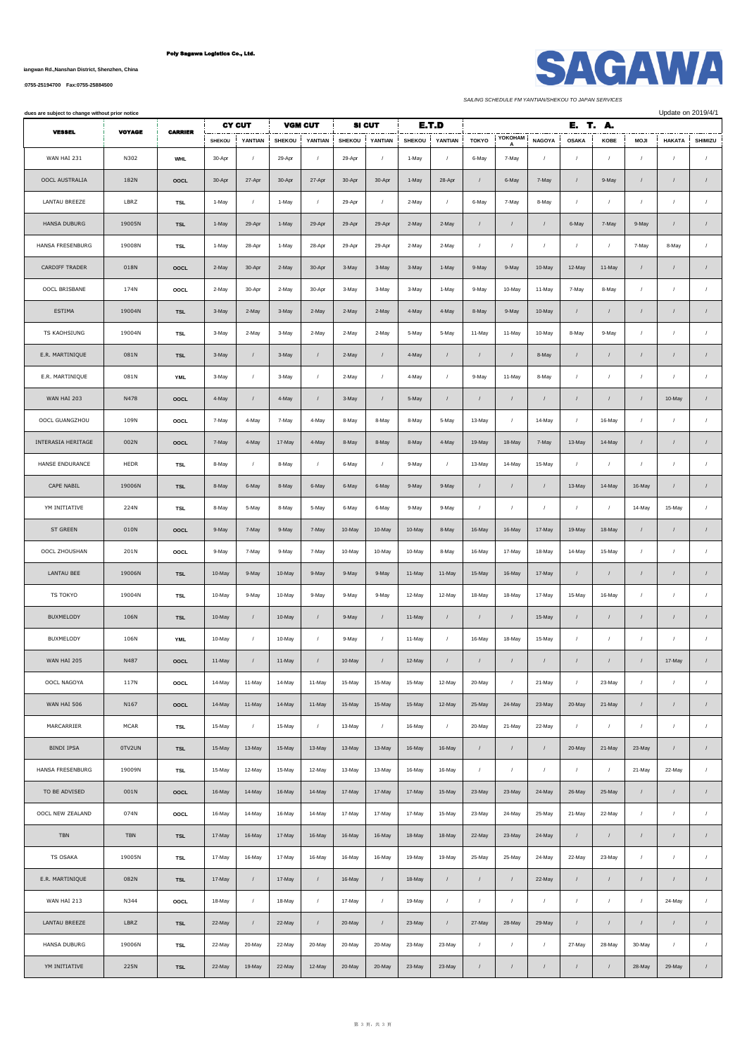Poly Sagawa Logistics Co., Ltd.

iangwan Rd.,Nanshan District, Shenzhen, China

:0755-25194700 Fax:0755-25884500

SAGAWA

*SAILING SCHEDULE FM YANTIAN/SHEKOU TO JAPAN SERVICES*

dues are subject to change without prior notice

Update on 2019/4/1

| VESSEL | VOYAGE | CARRIER | CY CUT | | VGM CUT | | SI CUT | | E.T.D | | E. T. A. | | | | | | | |
|---|---|---|---|---|---|---|---|---|---|---|---|---|---|---|---|---|---|---|
| | | | SHEKOU | YANTIAN | SHEKOU | YANTIAN | SHEKOU | YANTIAN | SHEKOU | YANTIAN | TOKYO | YOKOHAMA | NAGOYA | OSAKA | KOBE | MOJI | HAKATA | SHIMIZU |
| WAN HAI 231 | N302 | WHL | 30-Apr | / | 29-Apr | / | 29-Apr | / | 1-May | / | 6-May | 7-May | / | / | / | / | / | / |
| OOCL AUSTRALIA | 182N | OOCL | 30-Apr | 27-Apr | 30-Apr | 27-Apr | 30-Apr | 30-Apr | 1-May | 28-Apr | / | 6-May | 7-May | / | 9-May | / | / | / |
| LANTAU BREEZE | LBRZ | TSL | 1-May | / | 1-May | / | 29-Apr | / | 2-May | / | 6-May | 7-May | 8-May | / | / | / | / | / |
| HANSA DUBURG | 19005N | TSL | 1-May | 29-Apr | 1-May | 29-Apr | 29-Apr | 29-Apr | 2-May | 2-May | / | / | / | 6-May | 7-May | 9-May | / | / |
| HANSA FRESENBURG | 19008N | TSL | 1-May | 28-Apr | 1-May | 28-Apr | 29-Apr | 29-Apr | 2-May | 2-May | / | / | / | / | / | 7-May | 8-May | / |
| CARDIFF TRADER | 018N | OOCL | 2-May | 30-Apr | 2-May | 30-Apr | 3-May | 3-May | 3-May | 1-May | 9-May | 9-May | 10-May | 12-May | 11-May | / | / | / |
| OOCL BRISBANE | 174N | OOCL | 2-May | 30-Apr | 2-May | 30-Apr | 3-May | 3-May | 3-May | 1-May | 9-May | 10-May | 11-May | 7-May | 8-May | / | / | / |
| ESTIMA | 19004N | TSL | 3-May | 2-May | 3-May | 2-May | 2-May | 2-May | 4-May | 4-May | 8-May | 9-May | 10-May | / | / | / | / | / |
| TS KAOHSIUNG | 19004N | TSL | 3-May | 2-May | 3-May | 2-May | 2-May | 2-May | 5-May | 5-May | 11-May | 11-May | 10-May | 8-May | 9-May | / | / | / |
| E.R. MARTINIQUE | 081N | TSL | 3-May | / | 3-May | / | 2-May | / | 4-May | / | / | / | 8-May | / | / | / | / | / |
| E.R. MARTINIQUE | 081N | YML | 3-May | / | 3-May | / | 2-May | / | 4-May | / | 9-May | 11-May | 8-May | / | / | / | / | / |
| WAN HAI 203 | N478 | OOCL | 4-May | / | 4-May | / | 3-May | / | 5-May | / | / | / | / | / | / | / | 10-May | / |
| OOCL GUANGZHOU | 109N | OOCL | 7-May | 4-May | 7-May | 4-May | 8-May | 8-May | 8-May | 5-May | 13-May | / | 14-May | / | 16-May | / | / | / |
| INTERASIA HERITAGE | 002N | OOCL | 7-May | 4-May | 17-May | 4-May | 8-May | 8-May | 8-May | 4-May | 19-May | 18-May | 7-May | 13-May | 14-May | / | / | / |
| HANSE ENDURANCE | HEDR | TSL | 8-May | / | 8-May | / | 6-May | / | 9-May | / | 13-May | 14-May | 15-May | / | / | / | / | / |
| CAPE NABIL | 19006N | TSL | 8-May | 6-May | 8-May | 6-May | 6-May | 6-May | 9-May | 9-May | / | / | / | 13-May | 14-May | 16-May | / | / |
| YM INITIATIVE | 224N | TSL | 8-May | 5-May | 8-May | 5-May | 6-May | 6-May | 9-May | 9-May | / | / | / | / | / | 14-May | 15-May | / |
| ST GREEN | 010N | OOCL | 9-May | 7-May | 9-May | 7-May | 10-May | 10-May | 10-May | 8-May | 16-May | 16-May | 17-May | 19-May | 18-May | / | / | / |
| OOCL ZHOUSHAN | 201N | OOCL | 9-May | 7-May | 9-May | 7-May | 10-May | 10-May | 10-May | 8-May | 16-May | 17-May | 18-May | 14-May | 15-May | / | / | / |
| LANTAU BEE | 19006N | TSL | 10-May | 9-May | 10-May | 9-May | 9-May | 9-May | 11-May | 11-May | 15-May | 16-May | 17-May | / | / | / | / | / |
| TS TOKYO | 19004N | TSL | 10-May | 9-May | 10-May | 9-May | 9-May | 9-May | 12-May | 12-May | 18-May | 18-May | 17-May | 15-May | 16-May | / | / | / |
| BUXMELODY | 106N | TSL | 10-May | / | 10-May | / | 9-May | / | 11-May | / | / | / | 15-May | / | / | / | / | / |
| BUXMELODY | 106N | YML | 10-May | / | 10-May | / | 9-May | / | 11-May | / | 16-May | 18-May | 15-May | / | / | / | / | / |
| WAN HAI 205 | N487 | OOCL | 11-May | / | 11-May | / | 10-May | / | 12-May | / | / | / | / | / | / | / | 17-May | / |
| OOCL NAGOYA | 117N | OOCL | 14-May | 11-May | 14-May | 11-May | 15-May | 15-May | 15-May | 12-May | 20-May | / | 21-May | / | 23-May | / | / | / |
| WAN HAI 506 | N167 | OOCL | 14-May | 11-May | 14-May | 11-May | 15-May | 15-May | 15-May | 12-May | 25-May | 24-May | 23-May | 20-May | 21-May | / | / | / |
| MARCARRIER | MCAR | TSL | 15-May | / | 15-May | / | 13-May | / | 16-May | / | 20-May | 21-May | 22-May | / | / | / | / | / |
| BINDI IPSA | 0TV2UN | TSL | 15-May | 13-May | 15-May | 13-May | 13-May | 13-May | 16-May | 16-May | / | / | / | 20-May | 21-May | 23-May | / | / |
| HANSA FRESENBURG | 19009N | TSL | 15-May | 12-May | 15-May | 12-May | 13-May | 13-May | 16-May | 16-May | / | / | / | / | / | 21-May | 22-May | / |
| TO BE ADVISED | 001N | OOCL | 16-May | 14-May | 16-May | 14-May | 17-May | 17-May | 17-May | 15-May | 23-May | 23-May | 24-May | 26-May | 25-May | / | / | / |
| OOCL NEW ZEALAND | 074N | OOCL | 16-May | 14-May | 16-May | 14-May | 17-May | 17-May | 17-May | 15-May | 23-May | 24-May | 25-May | 21-May | 22-May | / | / | / |
| TBN | TBN | TSL | 17-May | 16-May | 17-May | 16-May | 16-May | 16-May | 18-May | 18-May | 22-May | 23-May | 24-May | / | / | / | / | / |
| TS OSAKA | 19005N | TSL | 17-May | 16-May | 17-May | 16-May | 16-May | 16-May | 19-May | 19-May | 25-May | 25-May | 24-May | 22-May | 23-May | / | / | / |
| E.R. MARTINIQUE | 082N | TSL | 17-May | / | 17-May | / | 16-May | / | 18-May | / | / | / | 22-May | / | / | / | / | / |
| WAN HAI 213 | N344 | OOCL | 18-May | / | 18-May | / | 17-May | / | 19-May | / | / | / | / | / | / | / | 24-May | / |
| LANTAU BREEZE | LBRZ | TSL | 22-May | / | 22-May | / | 20-May | / | 23-May | / | 27-May | 28-May | 29-May | / | / | / | / | / |
| HANSA DUBURG | 19006N | TSL | 22-May | 20-May | 22-May | 20-May | 20-May | 20-May | 23-May | 23-May | / | / | / | 27-May | 28-May | 30-May | / | / |
| YM INITIATIVE | 225N | TSL | 22-May | 19-May | 22-May | 12-May | 20-May | 20-May | 23-May | 23-May | / | / | / | / | / | 28-May | 29-May | / |